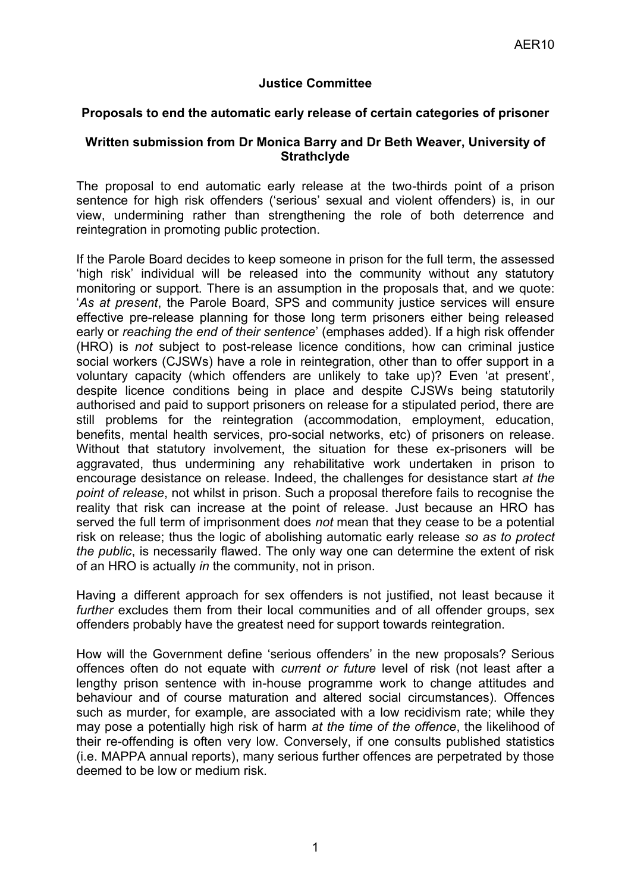AER10

**Justice Committee**

**Proposals to end the automatic early release of certain categories of prisoner**

**Written submission from Dr Monica Barry and Dr Beth Weaver, University of Strathclyde**

The proposal to end automatic early release at the two-thirds point of a prison sentence for high risk offenders ('serious' sexual and violent offenders) is, in our view, undermining rather than strengthening the role of both deterrence and reintegration in promoting public protection.

If the Parole Board decides to keep someone in prison for the full term, the assessed 'high risk' individual will be released into the community without any statutory monitoring or support. There is an assumption in the proposals that, and we quote: '*As at present*, the Parole Board, SPS and community justice services will ensure effective pre-release planning for those long term prisoners either being released early or *reaching the end of their sentence*' (emphases added). If a high risk offender (HRO) is *not* subject to post-release licence conditions, how can criminal justice social workers (CJSWs) have a role in reintegration, other than to offer support in a voluntary capacity (which offenders are unlikely to take up)? Even 'at present', despite licence conditions being in place and despite CJSWs being statutorily authorised and paid to support prisoners on release for a stipulated period, there are still problems for the reintegration (accommodation, employment, education, benefits, mental health services, pro-social networks, etc) of prisoners on release. Without that statutory involvement, the situation for these ex-prisoners will be aggravated, thus undermining any rehabilitative work undertaken in prison to encourage desistance on release. Indeed, the challenges for desistance start *at the point of release*, not whilst in prison. Such a proposal therefore fails to recognise the reality that risk can increase at the point of release. Just because an HRO has served the full term of imprisonment does *not* mean that they cease to be a potential risk on release; thus the logic of abolishing automatic early release *so as to protect the public*, is necessarily flawed. The only way one can determine the extent of risk of an HRO is actually *in* the community, not in prison.

Having a different approach for sex offenders is not justified, not least because it *further* excludes them from their local communities and of all offender groups, sex offenders probably have the greatest need for support towards reintegration.

How will the Government define 'serious offenders' in the new proposals? Serious offences often do not equate with *current or future* level of risk (not least after a lengthy prison sentence with in-house programme work to change attitudes and behaviour and of course maturation and altered social circumstances). Offences such as murder, for example, are associated with a low recidivism rate; while they may pose a potentially high risk of harm *at the time of the offence*, the likelihood of their re-offending is often very low. Conversely, if one consults published statistics (i.e. MAPPA annual reports), many serious further offences are perpetrated by those deemed to be low or medium risk.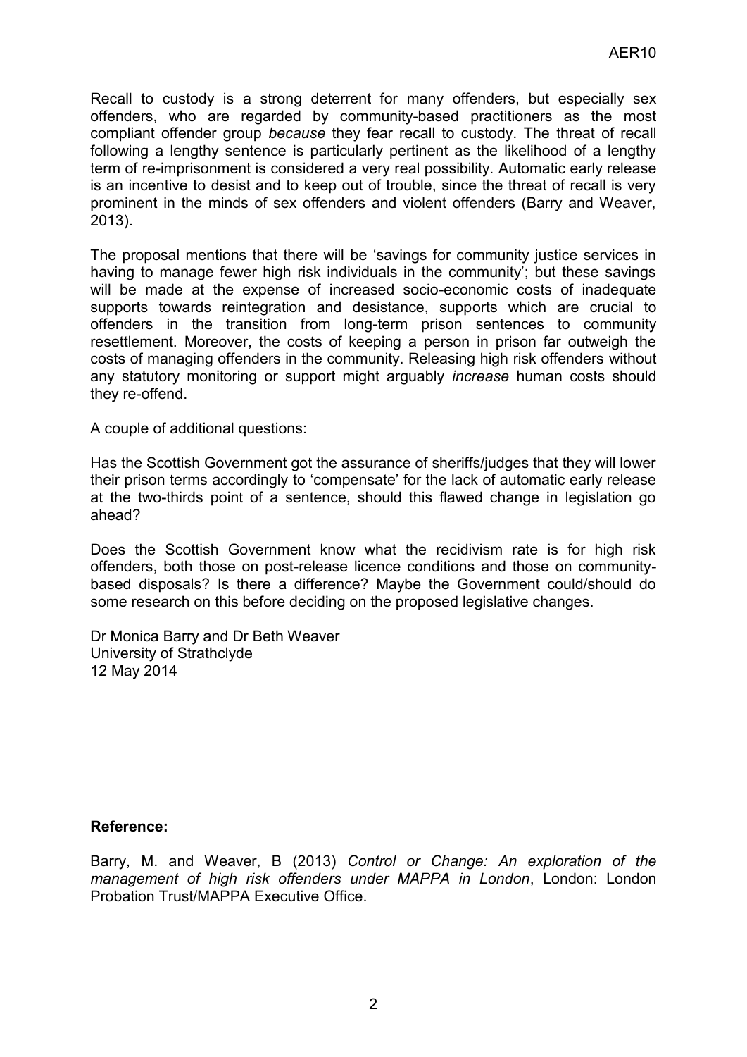Recall to custody is a strong deterrent for many offenders, but especially sex offenders, who are regarded by community-based practitioners as the most compliant offender group *because* they fear recall to custody. The threat of recall following a lengthy sentence is particularly pertinent as the likelihood of a lengthy term of re-imprisonment is considered a very real possibility. Automatic early release is an incentive to desist and to keep out of trouble, since the threat of recall is very prominent in the minds of sex offenders and violent offenders (Barry and Weaver, 2013).

The proposal mentions that there will be 'savings for community justice services in having to manage fewer high risk individuals in the community'; but these savings will be made at the expense of increased socio-economic costs of inadequate supports towards reintegration and desistance, supports which are crucial to offenders in the transition from long-term prison sentences to community resettlement. Moreover, the costs of keeping a person in prison far outweigh the costs of managing offenders in the community. Releasing high risk offenders without any statutory monitoring or support might arguably *increase* human costs should they re-offend.

A couple of additional questions:

Has the Scottish Government got the assurance of sheriffs/judges that they will lower their prison terms accordingly to 'compensate' for the lack of automatic early release at the two-thirds point of a sentence, should this flawed change in legislation go ahead?

Does the Scottish Government know what the recidivism rate is for high risk offenders, both those on post-release licence conditions and those on community-based disposals? Is there a difference? Maybe the Government could/should do some research on this before deciding on the proposed legislative changes.

Dr Monica Barry and Dr Beth Weaver
University of Strathclyde
12 May 2014

**Reference:**

Barry, M. and Weaver, B (2013) *Control or Change: An exploration of the management of high risk offenders under MAPPA in London*, London: London Probation Trust/MAPPA Executive Office.